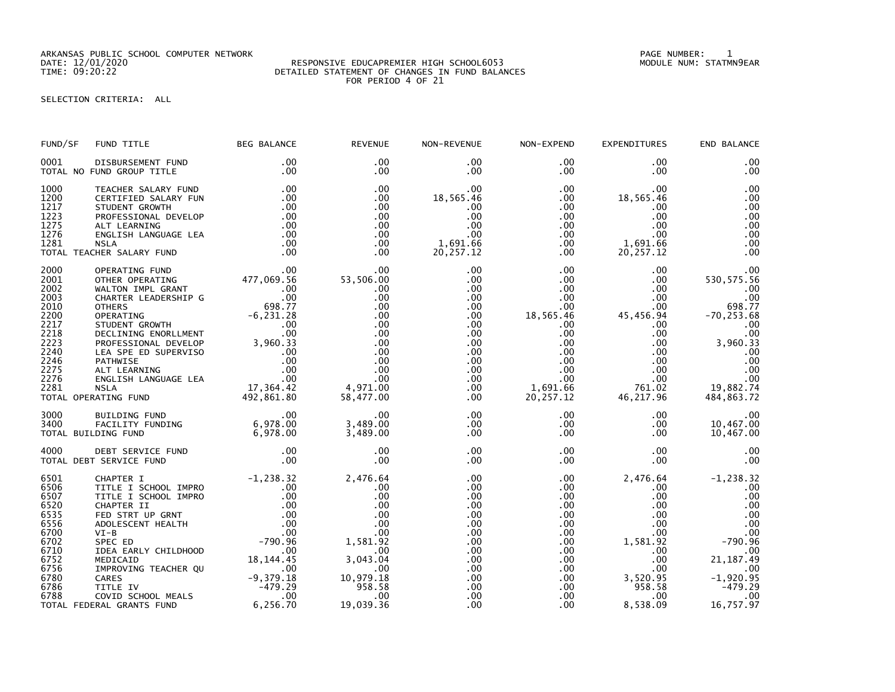ARKANSAS PUBLIC SCHOOL COMPUTER NETWORK
DATE: 12/01/2020
TIME: 09:20:22

RESPONSIVE EDUCAPREMIER HIGH SCHOOL6053
DETAILED STATEMENT OF CHANGES IN FUND BALANCES
FOR PERIOD 4 OF 21

PAGE NUMBER: 1
MODULE NUM: STATMN9EAR

SELECTION CRITERIA: ALL

| FUND/SF | FUND TITLE | BEG BALANCE | REVENUE | NON-REVENUE | NON-EXPEND | EXPENDITURES | END BALANCE |
|---|---|---|---|---|---|---|---|
| 0001 | DISBURSEMENT FUND | .00 | .00 | .00 | .00 | .00 | .00 |
| TOTAL NO FUND GROUP TITLE | | .00 | .00 | .00 | .00 | .00 | .00 |
| 1000 | TEACHER SALARY FUND | .00 | .00 | .00 | .00 | .00 | .00 |
| 1200 | CERTIFIED SALARY FUN | .00 | .00 | 18,565.46 | .00 | 18,565.46 | .00 |
| 1217 | STUDENT GROWTH | .00 | .00 | .00 | .00 | .00 | .00 |
| 1223 | PROFESSIONAL DEVELOP | .00 | .00 | .00 | .00 | .00 | .00 |
| 1275 | ALT LEARNING | .00 | .00 | .00 | .00 | .00 | .00 |
| 1276 | ENGLISH LANGUAGE LEA | .00 | .00 | .00 | .00 | .00 | .00 |
| 1281 | NSLA | .00 | .00 | 1,691.66 | .00 | 1,691.66 | .00 |
| TOTAL TEACHER SALARY FUND | | .00 | .00 | 20,257.12 | .00 | 20,257.12 | .00 |
| 2000 | OPERATING FUND | .00 | .00 | .00 | .00 | .00 | .00 |
| 2001 | OTHER OPERATING | 477,069.56 | 53,506.00 | .00 | .00 | .00 | 530,575.56 |
| 2002 | WALTON IMPL GRANT | .00 | .00 | .00 | .00 | .00 | .00 |
| 2003 | CHARTER LEADERSHIP G | .00 | .00 | .00 | .00 | .00 | .00 |
| 2010 | OTHERS | 698.77 | .00 | .00 | .00 | .00 | 698.77 |
| 2200 | OPERATING | -6,231.28 | .00 | .00 | 18,565.46 | 45,456.94 | -70,253.68 |
| 2217 | STUDENT GROWTH | .00 | .00 | .00 | .00 | .00 | .00 |
| 2218 | DECLINING ENORLLMENT | .00 | .00 | .00 | .00 | .00 | .00 |
| 2223 | PROFESSIONAL DEVELOP | 3,960.33 | .00 | .00 | .00 | .00 | 3,960.33 |
| 2240 | LEA SPE ED SUPERVISO | .00 | .00 | .00 | .00 | .00 | .00 |
| 2246 | PATHWISE | .00 | .00 | .00 | .00 | .00 | .00 |
| 2275 | ALT LEARNING | .00 | .00 | .00 | .00 | .00 | .00 |
| 2276 | ENGLISH LANGUAGE LEA | .00 | .00 | .00 | .00 | .00 | .00 |
| 2281 | NSLA | 17,364.42 | 4,971.00 | .00 | 1,691.66 | 761.02 | 19,882.74 |
| TOTAL OPERATING FUND | | 492,861.80 | 58,477.00 | .00 | 20,257.12 | 46,217.96 | 484,863.72 |
| 3000 | BUILDING FUND | .00 | .00 | .00 | .00 | .00 | .00 |
| 3400 | FACILITY FUNDING | 6,978.00 | 3,489.00 | .00 | .00 | .00 | 10,467.00 |
| TOTAL BUILDING FUND | | 6,978.00 | 3,489.00 | .00 | .00 | .00 | 10,467.00 |
| 4000 | DEBT SERVICE FUND | .00 | .00 | .00 | .00 | .00 | .00 |
| TOTAL DEBT SERVICE FUND | | .00 | .00 | .00 | .00 | .00 | .00 |
| 6501 | CHAPTER I | -1,238.32 | 2,476.64 | .00 | .00 | 2,476.64 | -1,238.32 |
| 6506 | TITLE I SCHOOL IMPRO | .00 | .00 | .00 | .00 | .00 | .00 |
| 6507 | TITLE I SCHOOL IMPRO | .00 | .00 | .00 | .00 | .00 | .00 |
| 6520 | CHAPTER II | .00 | .00 | .00 | .00 | .00 | .00 |
| 6535 | FED STRT UP GRNT | .00 | .00 | .00 | .00 | .00 | .00 |
| 6556 | ADOLESCENT HEALTH | .00 | .00 | .00 | .00 | .00 | .00 |
| 6700 | VI-B | .00 | .00 | .00 | .00 | .00 | .00 |
| 6702 | SPEC ED | -790.96 | 1,581.92 | .00 | .00 | 1,581.92 | -790.96 |
| 6710 | IDEA EARLY CHILDHOOD | .00 | .00 | .00 | .00 | .00 | .00 |
| 6752 | MEDICAID | 18,144.45 | 3,043.04 | .00 | .00 | .00 | 21,187.49 |
| 6756 | IMPROVING TEACHER QU | .00 | .00 | .00 | .00 | .00 | .00 |
| 6780 | CARES | -9,379.18 | 10,979.18 | .00 | .00 | 3,520.95 | -1,920.95 |
| 6786 | TITLE IV | -479.29 | 958.58 | .00 | .00 | 958.58 | -479.29 |
| 6788 | COVID SCHOOL MEALS | .00 | .00 | .00 | .00 | .00 | .00 |
| TOTAL FEDERAL GRANTS FUND | | 6,256.70 | 19,039.36 | .00 | .00 | 8,538.09 | 16,757.97 |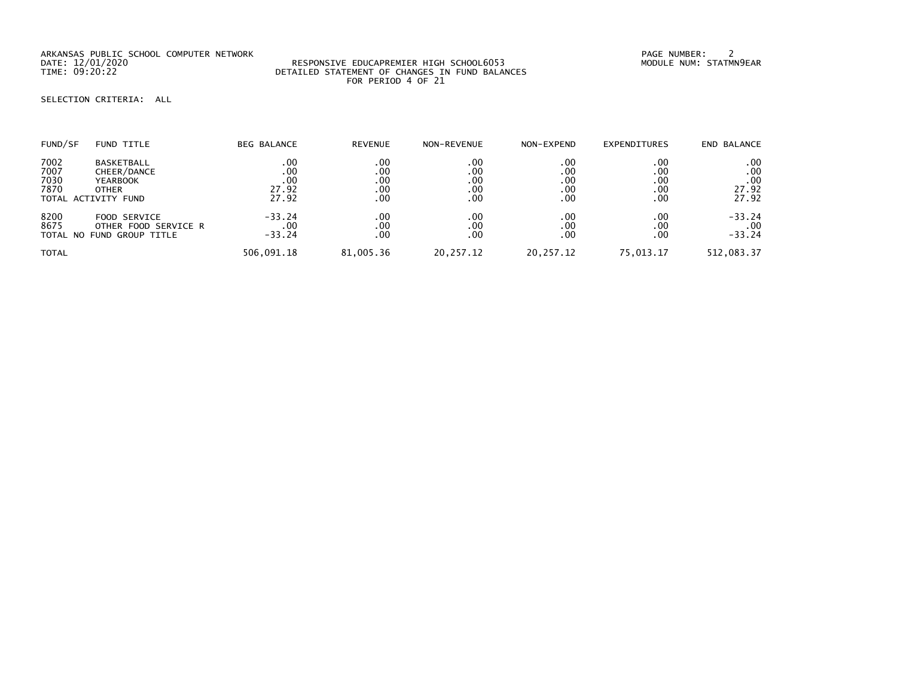ARKANSAS PUBLIC SCHOOL COMPUTER NETWORK
DATE: 12/01/2020
TIME: 09:20:22

RESPONSIVE EDUCAPREMIER HIGH SCHOOL6053
DETAILED STATEMENT OF CHANGES IN FUND BALANCES
FOR PERIOD 4 OF 21

PAGE NUMBER: 2
MODULE NUM: STATMN9EAR

SELECTION CRITERIA: ALL

| FUND/SF | FUND TITLE | BEG BALANCE | REVENUE | NON-REVENUE | NON-EXPEND | EXPENDITURES | END BALANCE |
|---|---|---|---|---|---|---|---|
| 7002 | BASKETBALL | .00 | .00 | .00 | .00 | .00 | .00 |
| 7007 | CHEER/DANCE | .00 | .00 | .00 | .00 | .00 | .00 |
| 7030 | YEARBOOK | .00 | .00 | .00 | .00 | .00 | .00 |
| 7870 | OTHER | 27.92 | .00 | .00 | .00 | .00 | 27.92 |
| TOTAL ACTIVITY FUND | | 27.92 | .00 | .00 | .00 | .00 | 27.92 |
| 8200 | FOOD SERVICE | -33.24 | .00 | .00 | .00 | .00 | -33.24 |
| 8675 | OTHER FOOD SERVICE R | .00 | .00 | .00 | .00 | .00 | .00 |
| TOTAL NO FUND GROUP TITLE | | -33.24 | .00 | .00 | .00 | .00 | -33.24 |
| TOTAL | | 506,091.18 | 81,005.36 | 20,257.12 | 20,257.12 | 75,013.17 | 512,083.37 |